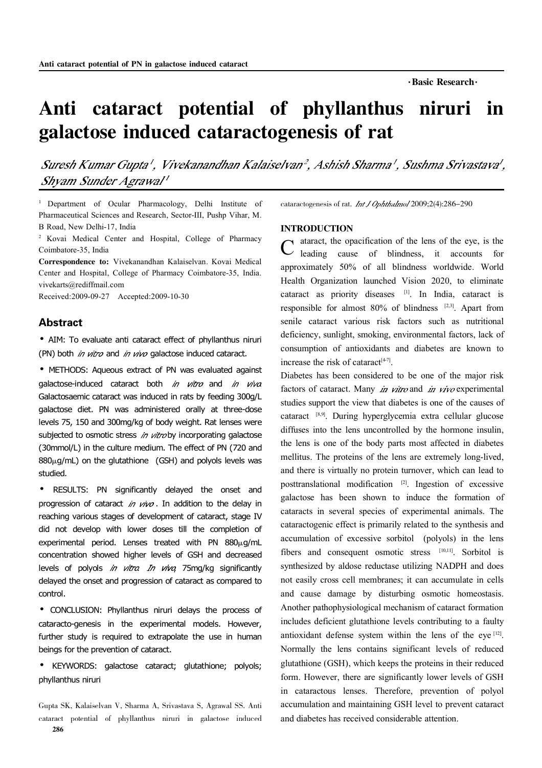·Basic Research·

# Anti cataract potential of phyllanthus niruri in galactose induced cataractogenesis of rat

*Suresh Kumar Gupta[1], Vivekanandhan Kalaiselvan[2], Ashish Sharma[1], Sushma Srivastava[1], Shyam Sunder Agrawal[1]*

[1] Department of Ocular Pharmacology, Delhi Institute of Pharmaceutical Sciences and Research, Sector-III, Pushp Vihar, M. B Road, New Delhi-17, India

[2] Kovai Medical Center and Hospital, College of Pharmacy Coimbatore-35, India

**Correspondence to:** Vivekanandhan Kalaiselvan. Kovai Medical Center and Hospital, College of Pharmacy Coimbatore-35, India. vivekarts@rediffmail.com

Received:2009-09-27 Accepted:2009-10-30

## Abstract

- AIM: To evaluate anti cataract effect of phyllanthus niruri (PN) both *in vitro* and *in vivo* galactose induced cataract.
- METHODS: Aqueous extract of PN was evaluated against galactose-induced cataract both *in vitro* and *in vivo*. Galactosaemic cataract was induced in rats by feeding 300g/L galactose diet. PN was administered orally at three-dose levels 75, 150 and 300mg/kg of body weight. Rat lenses were subjected to osmotic stress *in vitro* by incorporating galactose (30mmol/L) in the culture medium. The effect of PN (720 and 880μg/mL) on the glutathione (GSH) and polyols levels was studied.
- RESULTS: PN significantly delayed the onset and progression of cataract *in vivo*. In addition to the delay in reaching various stages of development of cataract, stage IV did not develop with lower doses till the completion of experimental period. Lenses treated with PN 880μg/mL concentration showed higher levels of GSH and decreased levels of polyols *in vitro*. *In vivo*, 75mg/kg significantly delayed the onset and progression of cataract as compared to control.
- CONCLUSION: Phyllanthus niruri delays the process of cataracto-genesis in the experimental models. However, further study is required to extrapolate the use in human beings for the prevention of cataract.
- KEYWORDS: galactose cataract; glutathione; polyols; phyllanthus niruri

Gupta SK, Kalaiselvan V, Sharma A, Srivastava S, Agrawal SS. Anti cataract potential of phyllanthus niruri in galactose induced cataractogenesis of rat. *Int J Ophthalmol* 2009;2(4):286-290

## INTRODUCTION

Cataract, the opacification of the lens of the eye, is the leading cause of blindness, it accounts for approximately 50% of all blindness worldwide. World Health Organization launched Vision 2020, to eliminate cataract as priority diseases [1]. In India, cataract is responsible for almost 80% of blindness [2,3]. Apart from senile cataract various risk factors such as nutritional deficiency, sunlight, smoking, environmental factors, lack of consumption of antioxidants and diabetes are known to increase the risk of cataract[4-7].

Diabetes has been considered to be one of the major risk factors of cataract. Many *in vitro* and *in vivo* experimental studies support the view that diabetes is one of the causes of cataract [8,9]. During hyperglycemia extra cellular glucose diffuses into the lens uncontrolled by the hormone insulin, the lens is one of the body parts most affected in diabetes mellitus. The proteins of the lens are extremely long-lived, and there is virtually no protein turnover, which can lead to posttranslational modification [2]. Ingestion of excessive galactose has been shown to induce the formation of cataracts in several species of experimental animals. The cataractogenic effect is primarily related to the synthesis and accumulation of excessive sorbitol (polyols) in the lens fibers and consequent osmotic stress [10,11]. Sorbitol is synthesized by aldose reductase utilizing NADPH and does not easily cross cell membranes; it can accumulate in cells and cause damage by disturbing osmotic homeostasis. Another pathophysiological mechanism of cataract formation includes deficient glutathione levels contributing to a faulty antioxidant defense system within the lens of the eye [12]. Normally the lens contains significant levels of reduced glutathione (GSH), which keeps the proteins in their reduced form. However, there are significantly lower levels of GSH in cataractous lenses. Therefore, prevention of polyol accumulation and maintaining GSH level to prevent cataract and diabetes has received considerable attention.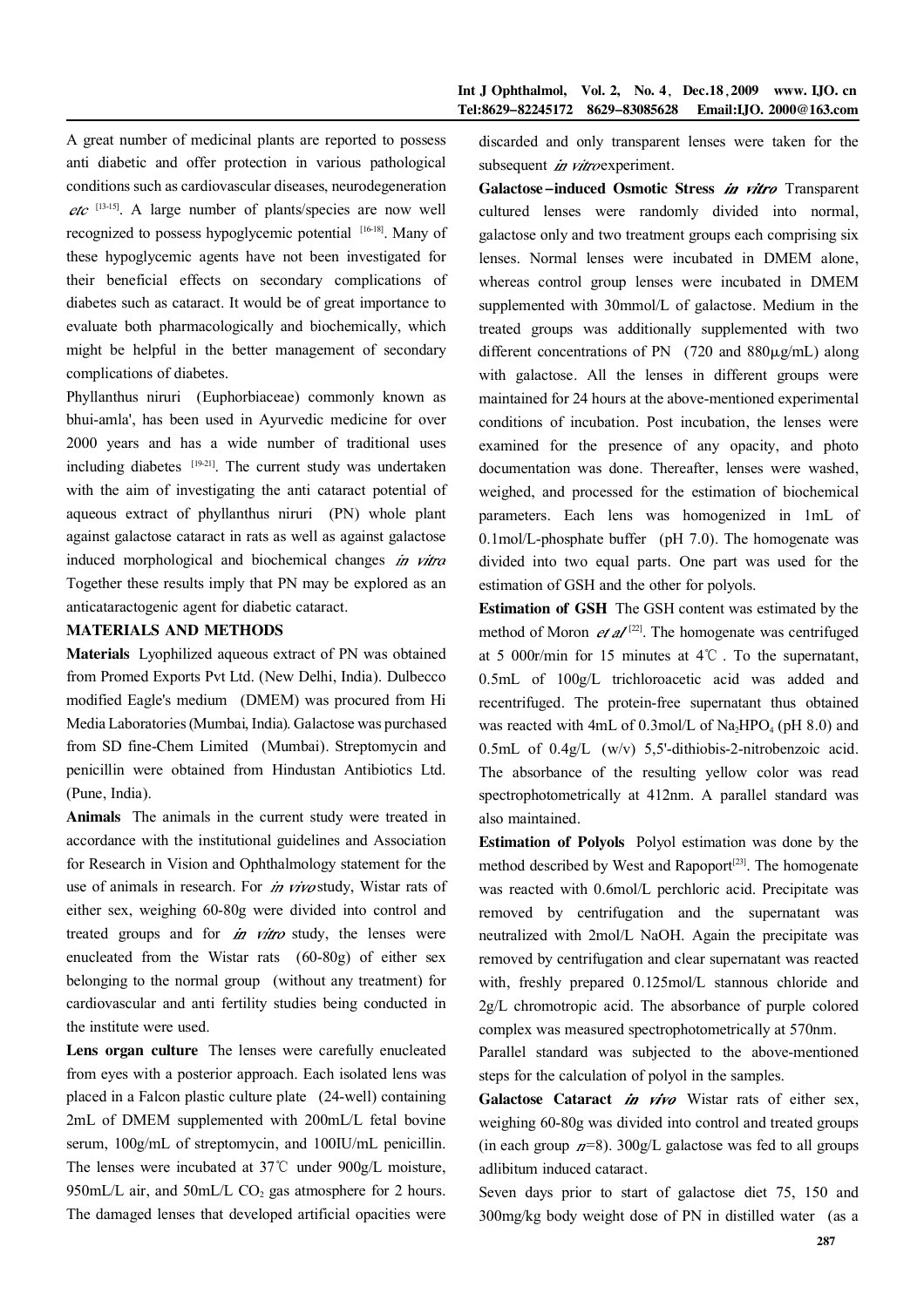A great number of medicinal plants are reported to possess anti diabetic and offer protection in various pathological conditions such as cardiovascular diseases, neurodegeneration *etc* [13-15]. A large number of plants/species are now well recognized to possess hypoglycemic potential [16-18]. Many of these hypoglycemic agents have not been investigated for their beneficial effects on secondary complications of diabetes such as cataract. It would be of great importance to evaluate both pharmacologically and biochemically, which might be helpful in the better management of secondary complications of diabetes.

Phyllanthus niruri (Euphorbiaceae) commonly known as bhui-amla', has been used in Ayurvedic medicine for over 2000 years and has a wide number of traditional uses including diabetes [19-21]. The current study was undertaken with the aim of investigating the anti cataract potential of aqueous extract of phyllanthus niruri (PN) whole plant against galactose cataract in rats as well as against galactose induced morphological and biochemical changes *in vitro*. Together these results imply that PN may be explored as an anticataractogenic agent for diabetic cataract.

## MATERIALS AND METHODS

**Materials** Lyophilized aqueous extract of PN was obtained from Promed Exports Pvt Ltd. (New Delhi, India). Dulbecco modified Eagle's medium (DMEM) was procured from Hi Media Laboratories (Mumbai, India). Galactose was purchased from SD fine-Chem Limited (Mumbai). Streptomycin and penicillin were obtained from Hindustan Antibiotics Ltd. (Pune, India).

**Animals** The animals in the current study were treated in accordance with the institutional guidelines and Association for Research in Vision and Ophthalmology statement for the use of animals in research. For *in vivo* study, Wistar rats of either sex, weighing 60-80g were divided into control and treated groups and for *in vitro* study, the lenses were enucleated from the Wistar rats (60-80g) of either sex belonging to the normal group (without any treatment) for cardiovascular and anti fertility studies being conducted in the institute were used.

**Lens organ culture** The lenses were carefully enucleated from eyes with a posterior approach. Each isolated lens was placed in a Falcon plastic culture plate (24-well) containing 2mL of DMEM supplemented with 200mL/L fetal bovine serum, 100g/mL of streptomycin, and 100IU/mL penicillin. The lenses were incubated at 37℃ under 900g/L moisture, 950mL/L air, and 50mL/L $CO_2$ gas atmosphere for 2 hours. The damaged lenses that developed artificial opacities were discarded and only transparent lenses were taken for the subsequent *in vitro* experiment.

**Galactose-induced Osmotic Stress *in vitro*** Transparent cultured lenses were randomly divided into normal, galactose only and two treatment groups each comprising six lenses. Normal lenses were incubated in DMEM alone, whereas control group lenses were incubated in DMEM supplemented with 30mmol/L of galactose. Medium in the treated groups was additionally supplemented with two different concentrations of PN (720 and 880μg/mL) along with galactose. All the lenses in different groups were maintained for 24 hours at the above-mentioned experimental conditions of incubation. Post incubation, the lenses were examined for the presence of any opacity, and photo documentation was done. Thereafter, lenses were washed, weighed, and processed for the estimation of biochemical parameters. Each lens was homogenized in 1mL of 0.1mol/L-phosphate buffer (pH 7.0). The homogenate was divided into two equal parts. One part was used for the estimation of GSH and the other for polyols.

**Estimation of GSH** The GSH content was estimated by the method of Moron *et al* [22]. The homogenate was centrifuged at 5 000r/min for 15 minutes at 4℃. To the supernatant, 0.5mL of 100g/L trichloroacetic acid was added and recentrifuged. The protein-free supernatant thus obtained was reacted with 4mL of 0.3mol/L of $Na_2HPO_4$ (pH 8.0) and 0.5mL of 0.4g/L (w/v) 5,5'-dithiobis-2-nitrobenzoic acid. The absorbance of the resulting yellow color was read spectrophotometrically at 412nm. A parallel standard was also maintained.

**Estimation of Polyols** Polyol estimation was done by the method described by West and Rapoport[23]. The homogenate was reacted with 0.6mol/L perchloric acid. Precipitate was removed by centrifugation and the supernatant was neutralized with 2mol/L NaOH. Again the precipitate was removed by centrifugation and clear supernatant was reacted with, freshly prepared 0.125mol/L stannous chloride and 2g/L chromotropic acid. The absorbance of purple colored complex was measured spectrophotometrically at 570nm.

Parallel standard was subjected to the above-mentioned steps for the calculation of polyol in the samples.

**Galactose Cataract *in vivo*** Wistar rats of either sex, weighing 60-80g was divided into control and treated groups (in each group $n$=8). 300g/L galactose was fed to all groups adlibitum induced cataract.

Seven days prior to start of galactose diet 75, 150 and 300mg/kg body weight dose of PN in distilled water (as a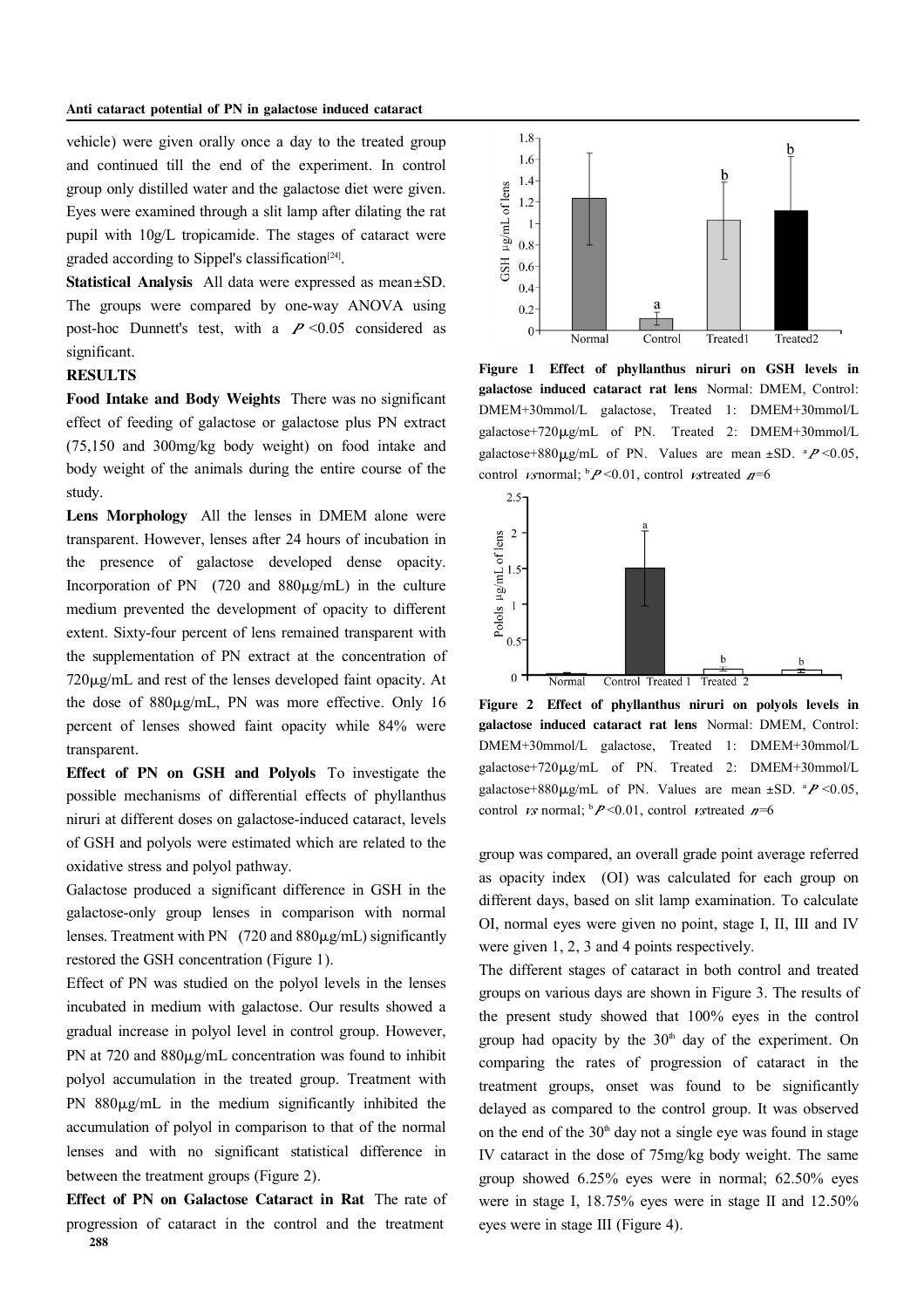vehicle) were given orally once a day to the treated group and continued till the end of the experiment. In control group only distilled water and the galactose diet were given. Eyes were examined through a slit lamp after dilating the rat pupil with 10g/L tropicamide. The stages of cataract were graded according to Sippel's classification[24].

**Statistical Analysis** All data were expressed as mean±SD. The groups were compared by one-way ANOVA using post-hoc Dunnett's test, with a $P<0.05$ considered as significant.

**RESULTS**

**Food Intake and Body Weights** There was no significant effect of feeding of galactose or galactose plus PN extract (75,150 and 300mg/kg body weight) on food intake and body weight of the animals during the entire course of the study.

**Lens Morphology** All the lenses in DMEM alone were transparent. However, lenses after 24 hours of incubation in the presence of galactose developed dense opacity. Incorporation of PN (720 and 880μg/mL) in the culture medium prevented the development of opacity to different extent. Sixty-four percent of lens remained transparent with the supplementation of PN extract at the concentration of 720μg/mL and rest of the lenses developed faint opacity. At the dose of 880μg/mL, PN was more effective. Only 16 percent of lenses showed faint opacity while 84% were transparent.

**Effect of PN on GSH and Polyols** To investigate the possible mechanisms of differential effects of phyllanthus niruri at different doses on galactose-induced cataract, levels of GSH and polyols were estimated which are related to the oxidative stress and polyol pathway.

Galactose produced a significant difference in GSH in the galactose-only group lenses in comparison with normal lenses. Treatment with PN (720 and 880μg/mL) significantly restored the GSH concentration (Figure 1).

Effect of PN was studied on the polyol levels in the lenses incubated in medium with galactose. Our results showed a gradual increase in polyol level in control group. However, PN at 720 and 880μg/mL concentration was found to inhibit polyol accumulation in the treated group. Treatment with PN 880μg/mL in the medium significantly inhibited the accumulation of polyol in comparison to that of the normal lenses and with no significant statistical difference in between the treatment groups (Figure 2).

**Effect of PN on Galactose Cataract in Rat** The rate of progression of cataract in the control and the treatment group was compared, an overall grade point average referred as opacity index (OI) was calculated for each group on different days, based on slit lamp examination. To calculate OI, normal eyes were given no point, stage I, II, III and IV were given 1, 2, 3 and 4 points respectively.

**Figure 1 Effect of phyllanthus niruri on GSH levels in galactose induced cataract rat lens** Normal: DMEM, Control: DMEM+30mmol/L galactose, Treated 1: DMEM+30mmol/L galactose+720μg/mL of PN. Treated 2: DMEM+30mmol/L galactose+880μg/mL of PN. Values are mean ±SD. $^aP<0.05$, control *vs* normal; $^bP<0.01$, control *vs* treated $n=6$

**Figure 2 Effect of phyllanthus niruri on polyols levels in galactose induced cataract rat lens** Normal: DMEM, Control: DMEM+30mmol/L galactose, Treated 1: DMEM+30mmol/L galactose+720μg/mL of PN. Treated 2: DMEM+30mmol/L galactose+880μg/mL of PN. Values are mean ±SD. $^aP<0.05$, control *vs* normal; $^bP<0.01$, control *vs* treated $n=6$

The different stages of cataract in both control and treated groups on various days are shown in Figure 3. The results of the present study showed that 100% eyes in the control group had opacity by the 30th day of the experiment. On comparing the rates of progression of cataract in the treatment groups, onset was found to be significantly delayed as compared to the control group. It was observed on the end of the 30th day not a single eye was found in stage IV cataract in the dose of 75mg/kg body weight. The same group showed 6.25% eyes were in normal; 62.50% eyes were in stage I, 18.75% eyes were in stage II and 12.50% eyes were in stage III (Figure 4).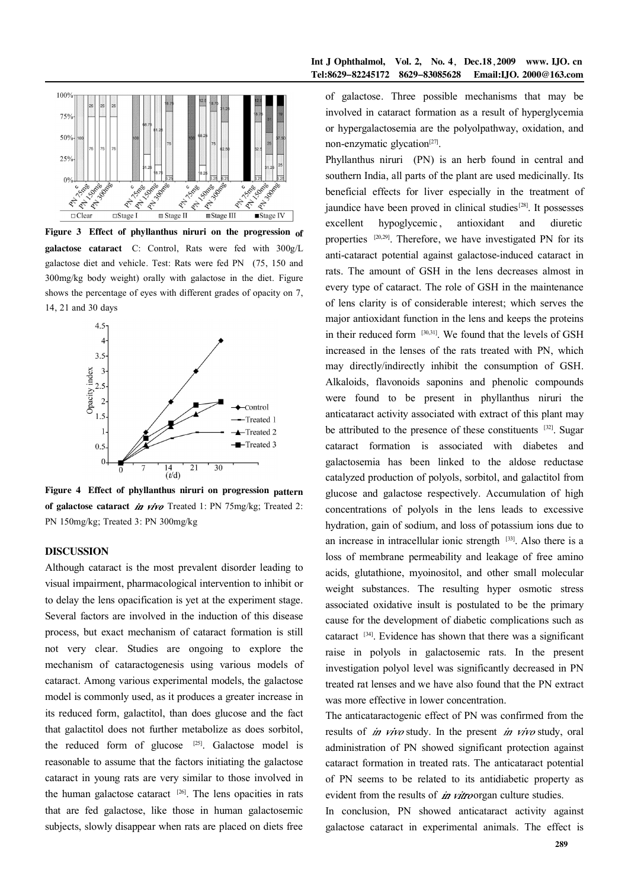**Figure 3 Effect of phyllanthus niruri on the progression of galactose cataract** C: Control, Rats were fed with 300g/L galactose diet and vehicle. Test: Rats were fed PN (75, 150 and 300mg/kg body weight) orally with galactose in the diet. Figure shows the percentage of eyes with different grades of opacity on 7, 14, 21 and 30 days

**Figure 4 Effect of phyllanthus niruri on progression pattern of galactose cataract *in vivo*** Treated 1: PN 75mg/kg; Treated 2: PN 150mg/kg; Treated 3: PN 300mg/kg

## DISCUSSION

Although cataract is the most prevalent disorder leading to visual impairment, pharmacological intervention to inhibit or to delay the lens opacification is yet at the experiment stage. Several factors are involved in the induction of this disease process, but exact mechanism of cataract formation is still not very clear. Studies are ongoing to explore the mechanism of cataractogenesis using various models of cataract. Among various experimental models, the galactose model is commonly used, as it produces a greater increase in its reduced form, galactitol, than does glucose and the fact that galactitol does not further metabolize as does sorbitol, the reduced form of glucose [25]. Galactose model is reasonable to assume that the factors initiating the galactose cataract in young rats are very similar to those involved in the human galactose cataract [26]. The lens opacities in rats that are fed galactose, like those in human galactosemic subjects, slowly disappear when rats are placed on diets free of galactose. Three possible mechanisms that may be involved in cataract formation as a result of hyperglycemia or hypergalactosemia are the polyolpathway, oxidation, and non-enzymatic glycation[27].

Phyllanthus niruri (PN) is an herb found in central and southern India, all parts of the plant are used medicinally. Its beneficial effects for liver especially in the treatment of jaundice have been proved in clinical studies[28]. It possesses excellent hypoglycemic, antioxidant and diuretic properties [20,29]. Therefore, we have investigated PN for its anti-cataract potential against galactose-induced cataract in rats. The amount of GSH in the lens decreases almost in every type of cataract. The role of GSH in the maintenance of lens clarity is of considerable interest; which serves the major antioxidant function in the lens and keeps the proteins in their reduced form [30,31]. We found that the levels of GSH increased in the lenses of the rats treated with PN, which may directly/indirectly inhibit the consumption of GSH. Alkaloids, flavonoids saponins and phenolic compounds were found to be present in phyllanthus niruri the anticataract activity associated with extract of this plant may be attributed to the presence of these constituents [32]. Sugar cataract formation is associated with diabetes and galactosemia has been linked to the aldose reductase catalyzed production of polyols, sorbitol, and galactitol from glucose and galactose respectively. Accumulation of high concentrations of polyols in the lens leads to excessive hydration, gain of sodium, and loss of potassium ions due to an increase in intracellular ionic strength [33]. Also there is a loss of membrane permeability and leakage of free amino acids, glutathione, myoinositol, and other small molecular weight substances. The resulting hyper osmotic stress associated oxidative insult is postulated to be the primary cause for the development of diabetic complications such as cataract [34]. Evidence has shown that there was a significant raise in polyols in galactosemic rats. In the present investigation polyol level was significantly decreased in PN treated rat lenses and we have also found that the PN extract was more effective in lower concentration.

The anticataractogenic effect of PN was confirmed from the results of *in vivo* study. In the present *in vivo* study, oral administration of PN showed significant protection against cataract formation in treated rats. The anticataract potential of PN seems to be related to its antidiabetic property as evident from the results of *in vitro* organ culture studies.

In conclusion, PN showed anticataract activity against galactose cataract in experimental animals. The effect is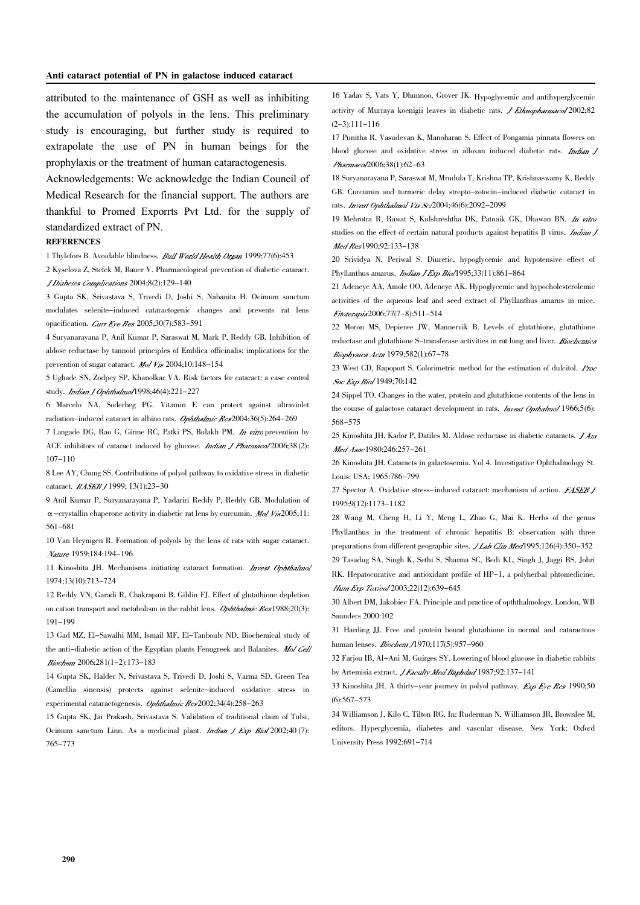attributed to the maintenance of GSH as well as inhibiting the accumulation of polyols in the lens. This preliminary study is encouraging, but further study is required to extrapolate the use of PN in human beings for the prophylaxis or the treatment of human cataractogenesis.

Acknowledgements: We acknowledge the Indian Council of Medical Research for the financial support. The authors are thankful to Promed Exporrts Pvt Ltd. for the supply of standardized extract of PN.

**REFERENCES**

1 Thylefors B. Avoidable blindness. *Bull World Health Organ* 1999;77(6):453

2 Kyselova Z, Stefek M, Bauer V. Pharmacological prevention of diabetic cataract. *J Diabetes Complications* 2004;8(2):129–140

3 Gupta SK, Srivastava S, Trivedi D, Joshi S, Nabanita H. Ocimum sanctum modulates selenite–induced cataractogenic changes and prevents rat lens opacification. *Curr Eye Res* 2005;30(7):583–591

4 Suryanarayana P, Anil Kumar P, Saraswat M, Mark P, Reddy GB. Inhibition of aldose reductase by tannoid principles of Emblica officinalis: implications for the prevention of sugar cataract. *Mol Vis* 2004;10:148–154

5 Ughade SN, Zodpey SP, Khanolkar VA. Risk factors for cataract: a case control study. *Indian J Ophthalmol* 1998;46(4):221–227

6 Marcelo NA, Soderbeg PG. Vitamin E can protect against ultraviolet radiation–induced cataract in albino rats. *Ophthalmic Res* 2004;36(5):264–269

7 Langade DG, Rao G, Girme RC, Patki PS, Bulakh PM. *In vitro* prevention by ACE inhibitors of cataract induced by glucose. *Indian J Pharmacol* 2006;38(2):107–110

8 Lee AY, Chung SS. Contributions of polyol pathway to oxidative stress in diabetic cataract. *FASEB J* 1999; 13(1):23–30

9 Anil Kumar P, Suryanarayana P, Yadariri Reddy P, Reddy GB. Modulation of α–crystallin chaperone activity in diabetic rat lens by curcumin. *Mol Vis* 2005;11:561–681

10 Van Heyningen R. Formation of polyols by the lens of rats with sugar cataract. *Nature* 1959;184:194–196

11 Kinoshita JH. Mechanisms initiating cataract formation. *Invest Ophthalmol* 1974;13(10):713–724

12 Reddy VN, Garadi R, Chakrapani B, Giblin FJ. Effect of glutathione depletion on cation transport and metabolism in the rabbit lens. *Ophthalmic Res* 1988;20(3):191–199

13 Gad MZ, El–Sawalhi MM, Ismail MF, El–Tanboulv ND. Biochemical study of the anti–diabetic action of the Egyptian plants Fenugreek and Balanites. *Mol Cell Biochem* 2006;281(1–2):173–183

14 Gupta SK, Halder N, Srivastava S, Trivedi D, Joshi S, Varma SD. Green Tea (Camellia sinensis) protects against selenite–induced oxidative stress in experimental cataractogenesis. *Ophthalmic Res* 2002;34(4):258–263

15 Gupta SK, Jai Prakash, Srivastava S. Validation of traditional claim of Tulsi, Ocimum sanctum Linn. As a medicinal plant. *Indian J Exp Biol* 2002;40(7):765–773

16 Yadav S, Vats Y, Dhunnoo, Grover JK. Hypoglycemic and antihyperglycemic activity of Murraya koenigii leaves in diabetic rats. *J Ethnopharmacol* 2002;82(2–3):111–116

17 Punitha R, Vasudevan K, Manoharan S. Effect of Pongamia pinnata flowers on blood glucose and oxidative stress in alloxan induced diabetic rats. *Indian J Pharmacol* 2006;38(1):62–63

18 Suryanarayana P, Saraswat M, Mrudula T, Krishna TP, Krishnaswamy K, Reddy GB. Curcumin and turmeric delay strepto–zotocin–induced diabetic cataract in rats. *Invest Ophthalmol Vis Sci* 2004;46(6):2092–2099

19 Mehrotra R, Rawat S, Kulshreshtha DK, Patnaik GK, Dhawan BN. *In vitro* studies on the effect of certain natural products against hepatitis B virus. *Indian J Med Res* 1990;92:133–138

20 Srividya N, Periwal S. Diuretic, hypoglycemic and hypotensive effect of Phyllanthus amarus. *Indian J Exp Biol* 1995;33(11):861–864

21 Adeneye AA, Amole OO, Adeneye AK. Hypoglycemic and hypocholesterolemic activities of the aqueous leaf and seed extract of Phyllanthus amarus in mice. *Fitoterapia* 2006;77(7–8):511–514

22 Moron MS, Depieree JW, Mannervik B. Levels of glutathione, glutathione reductase and glutathione S–transferase activities in rat lung and liver. *Biochemica Biophysica Acta* 1979;582(1):67–78

23 West CD, Rapoport S. Colorimetric method for the estimation of dulcitol. *Proc Soc Exp Biol* 1949;70:142

24 Sippel TO. Changes in the water, protein and glutathione contents of the lens in the course of galactose cataract development in rats. *Invest Opthalmol* 1966;5(6):568–575

25 Kinoshita JH, Kador P, Datiles M. Aldose reductase in diabetic cataracts. *J Am Med Asoc* 1980;246:257–261

26 Kinoshita JH. Cataracts in galactosemia. Vol 4. Investigative Ophthalmology St. Louis: USA; 1965:786–799

27 Spector A. Oxidative stress–induced cataract: mechanism of action. *FASEB J* 1995;9(12):1173–1182

28 Wang M, Cheng H, Li Y, Meng L, Zhao G, Mai K. Herbs of the genus Phyllanthus in the treatment of chronic hepatitis B: observation with three preparations from different geographic sites. *J Lab Clin Med* 1995;126(4):350–352

29 Tasadug SA, Singh K, Sethi S, Sharma SC, Bedi KL, Singh J, Jaggi BS, Johri RK. Hepatocurative and antioxidant profile of HP–1, a polyherbal phtomedicine. *Hum Exp Toxicol* 2003;22(12):639–645

30 Albert DM, Jakobiec FA. Principle and practice of opththalmology. London, WB Saunders 2000:102

31 Harding JJ. Free and protein bound glutathione in normal and cataractous human lenses. *Biochem J* 1970;117(5):957–960

32 Farjou IB, Al–Ani M, Guirges SY. Lowering of blood glucose in diabetic rabbits by Artemisia extract. *J Faculty Med Baghdad* 1987;92:137–141

33 Kinoshita JH. A thirty–year journey in polyol pathway. *Exp Eye Res* 1990;50(6):567–573

34 Williamson J, Kilo C, Tilton RG. In: Ruderman N, Williamson JR, Brownlee M, editors. Hyperglycemia, diabetes and vascular disease. New York: Oxford University Press 1992:691–714